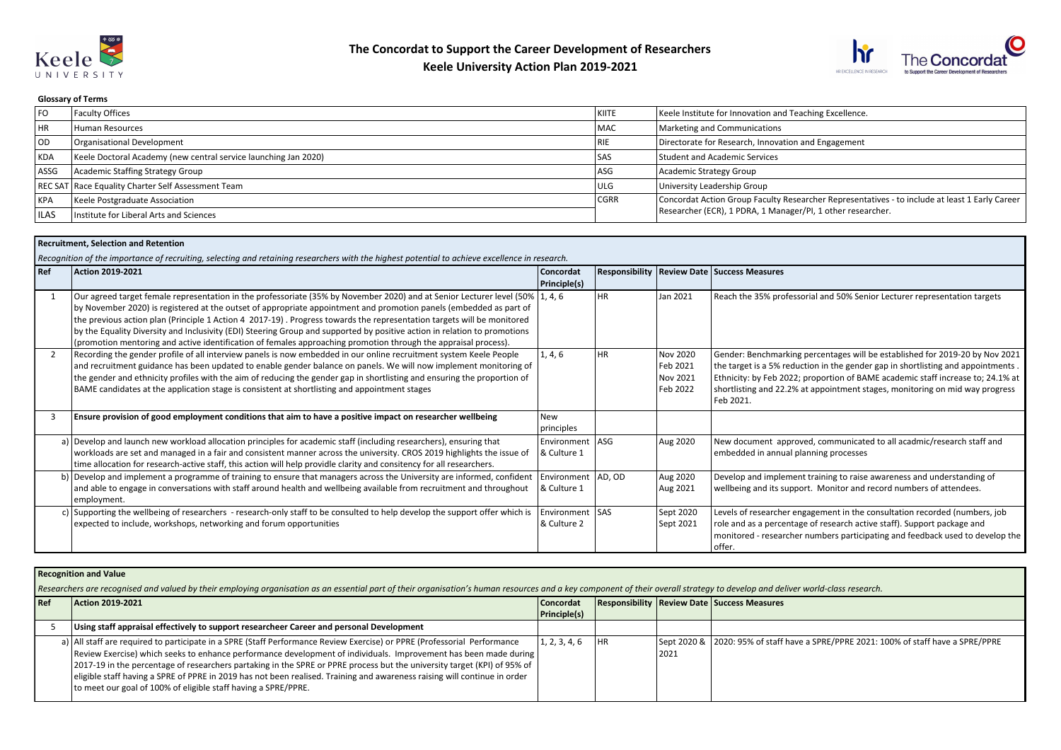# The Concordat to Support the Career Development of Researchers
## Keele University Action Plan 2019-2021

**Glossary of Terms**

| | | | |
|---|---|---|---|
| FO | Faculty Offices | KIITE | Keele Institute for Innovation and Teaching Excellence. |
| HR | Human Resources | MAC | Marketing and Communications |
| OD | Organisational Development | RIE | Directorate for Research, Innovation and Engagement |
| KDA | Keele Doctoral Academy (new central service launching Jan 2020) | SAS | Student and Academic Services |
| ASSG | Academic Staffing Strategy Group | ASG | Academic Strategy Group |
| REC SAT | Race Equality Charter Self Assessment Team | ULG | University Leadership Group |
| KPA | Keele Postgraduate Association | CGRR | Concordat Action Group Faculty Researcher Representatives - to include at least 1 Early Career Researcher (ECR), 1 PDRA, 1 Manager/PI, 1 other researcher. |
| ILAS | Institute for Liberal Arts and Sciences | | |

**Recruitment, Selection and Retention**

*Recognition of the importance of recruiting, selecting and retaining researchers with the highest potential to achieve excellence in research.*

| Ref | Action 2019-2021 | Concordat Principle(s) | Responsibility | Review Date | Success Measures |
|---|---|---|---|---|---|
| 1 | Our agreed target female representation in the professoriate (35% by November 2020) and at Senior Lecturer level (50% by November 2020) is registered at the outset of appropriate appointment and promotion panels (embedded as part of the previous action plan (Principle 1 Action 4 2017-19) . Progress towards the representation targets will be monitored by the Equality Diversity and Inclusivity (EDI) Steering Group and supported by positive action in relation to promotions (promotion mentoring and active identification of females approaching promotion through the appraisal process). | 1, 4, 6 | HR | Jan 2021 | Reach the 35% professorial and 50% Senior Lecturer representation targets |
| 2 | Recording the gender profile of all interview panels is now embedded in our online recruitment system Keele People and recruitment guidance has been updated to enable gender balance on panels. We will now implement monitoring of the gender and ethnicity profiles with the aim of reducing the gender gap in shortlisting and appointment and ensuring the proportion of BAME candidates at the application stage is consistent at shortlisting and appointment stages | 1, 4, 6 | HR | Nov 2020<br>Feb 2021<br>Nov 2021<br>Feb 2022 | Gender: Benchmarking percentages will be established for 2019-20 by Nov 2021 the target is a 5% reduction in the gender gap in shortlisting and appointments . Ethnicity: by Feb 2022; proportion of BAME academic staff increase to; 24.1% at shortlisting and 22.2% at appointment stages, monitoring on mid way progress Feb 2021. |
| 3 | **Ensure provision of good employment conditions that aim to have a positive impact on researcher wellbeing** | New principles | | | |
| a) | Develop and launch new workload allocation principles for academic staff (including researchers), ensuring that workloads are set and managed in a fair and consistent manner across the university. CROS 2019 highlights the issue of time allocation for research-active staff, this action will help provide clarity and consitency for all researchers. | Environment & Culture 1 | ASG | Aug 2020 | New document approved, communicated to all acadmic/research staff and embedded in annual planning processes |
| b) | Develop and implement a programme of training to ensure that managers across the University are informed, confident and able to engage in conversations with staff around health and wellbeing available from recruitment and throughout employment. | Environment & Culture 1 | AD, OD | Aug 2020<br>Aug 2021 | Develop and implement training to raise awareness and understanding of wellbeing and its support. Monitor and record numbers of attendees. |
| c) | Supporting the wellbeing of researchers - research-only staff to be consulted to help develop the support offer which is expected to include, workshops, networking and forum opportunities | Environment & Culture 2 | SAS | Sept 2020<br>Sept 2021 | Levels of researcher engagement in the consultation recorded (numbers, job role and as a percentage of research active staff). Support package and monitored - researcher numbers participating and feedback used to develop the offer. |

**Recognition and Value**

*Researchers are recognised and valued by their employing organisation as an essential part of their organisation's human resources and a key component of their overall strategy to develop and deliver world-class research.*

| Ref | Action 2019-2021 | Concordat Principle(s) | Responsibility | Review Date | Success Measures |
|---|---|---|---|---|---|
| 5 | **Using staff appraisal effectively to support researcheer Career and personal Development** | | | | |
| a) | All staff are required to participate in a SPRE (Staff Performance Review Exercise) or PPRE (Professorial Performance Review Exercise) which seeks to enhance performance development of individuals. Improvement has been made during 2017-19 in the percentage of researchers partaking in the SPRE or PPRE process but the university target (KPI) of 95% of eligible staff having a SPRE of PPRE in 2019 has not been realised. Training and awareness raising will continue in order to meet our goal of 100% of eligible staff having a SPRE/PPRE. | 1, 2, 3, 4, 6 | HR | Sept 2020 & 2021 | 2020: 95% of staff have a SPRE/PPRE 2021: 100% of staff have a SPRE/PPRE |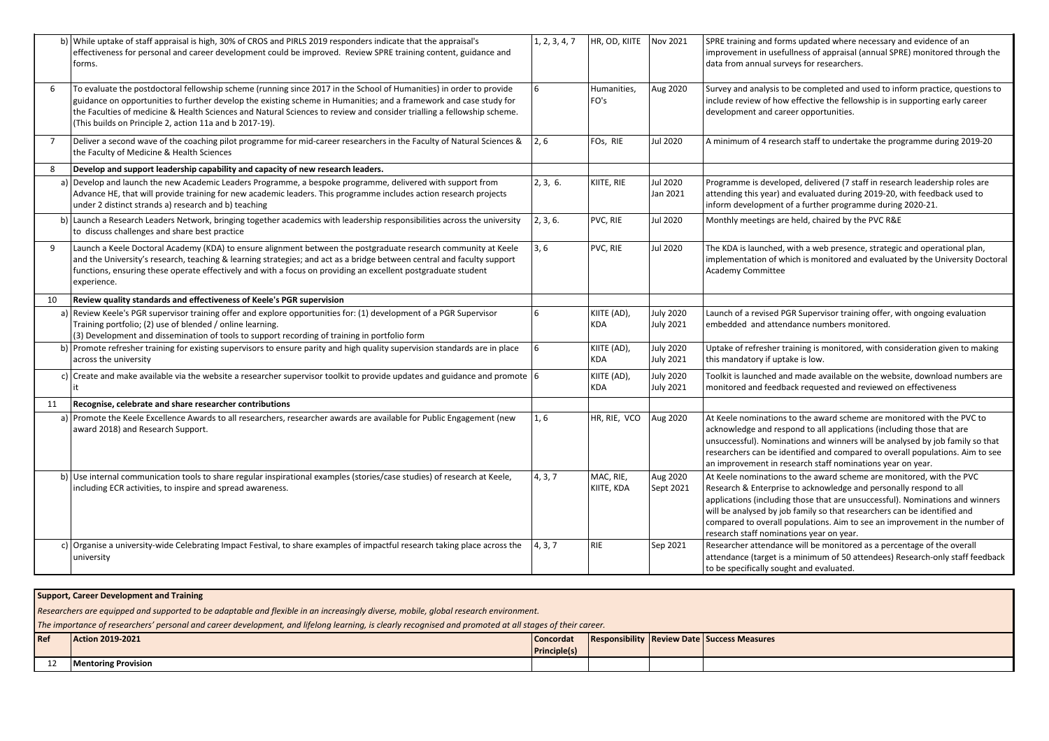| | | | | | |
|---|---|---|---|---|---|
| | b) While uptake of staff appraisal is high, 30% of CROS and PIRLS 2019 responders indicate that the appraisal's effectiveness for personal and career development could be improved. Review SPRE training content, guidance and forms. | 1, 2, 3, 4, 7 | HR, OD, KIITE | Nov 2021 | SPRE training and forms updated where necessary and evidence of an improvement in usefulness of appraisal (annual SPRE) monitored through the data from annual surveys for researchers. |
| 6 | To evaluate the postdoctoral fellowship scheme (running since 2017 in the School of Humanities) in order to provide guidance on opportunities to further develop the existing scheme in Humanities; and a framework and case study for the Faculties of medicine & Health Sciences and Natural Sciences to review and consider trialling a fellowship scheme. (This builds on Principle 2, action 11a and b 2017-19). | 6 | Humanities, FO's | Aug 2020 | Survey and analysis to be completed and used to inform practice, questions to include review of how effective the fellowship is in supporting early career development and career opportunities. |
| 7 | Deliver a second wave of the coaching pilot programme for mid-career researchers in the Faculty of Natural Sciences & the Faculty of Medicine & Health Sciences | 2, 6 | FOs, RIE | Jul 2020 | A minimum of 4 research staff to undertake the programme during 2019-20 |
| 8 | **Develop and support leadership capability and capacity of new research leaders.** | | | | |
| | a) Develop and launch the new Academic Leaders Programme, a bespoke programme, delivered with support from Advance HE, that will provide training for new academic leaders. This programme includes action research projects under 2 distinct strands a) research and b) teaching | 2, 3, 6. | KIITE, RIE | Jul 2020<br>Jan 2021 | Programme is developed, delivered (7 staff in research leadership roles are attending this year) and evaluated during 2019-20, with feedback used to inform development of a further programme during 2020-21. |
| | b) Launch a Research Leaders Network, bringing together academics with leadership responsibilities across the university to discuss challenges and share best practice | 2, 3, 6. | PVC, RIE | Jul 2020 | Monthly meetings are held, chaired by the PVC R&E |
| 9 | Launch a Keele Doctoral Academy (KDA) to ensure alignment between the postgraduate research community at Keele and the University's research, teaching & learning strategies; and act as a bridge between central and faculty support functions, ensuring these operate effectively and with a focus on providing an excellent postgraduate student experience. | 3, 6 | PVC, RIE | Jul 2020 | The KDA is launched, with a web presence, strategic and operational plan, implementation of which is monitored and evaluated by the University Doctoral Academy Committee |
| 10 | **Review quality standards and effectiveness of Keele's PGR supervision** | | | | |
| | a) Review Keele's PGR supervisor training offer and explore opportunities for: (1) development of a PGR Supervisor Training portfolio; (2) use of blended / online learning.<br>(3) Development and dissemination of tools to support recording of training in portfolio form | 6 | KIITE (AD), KDA | July 2020<br>July 2021 | Launch of a revised PGR Supervisor training offer, with ongoing evaluation embedded and attendance numbers monitored. |
| | b) Promote refresher training for existing supervisors to ensure parity and high quality supervision standards are in place across the university | 6 | KIITE (AD), KDA | July 2020<br>July 2021 | Uptake of refresher training is monitored, with consideration given to making this mandatory if uptake is low. |
| | c) Create and make available via the website a researcher supervisor toolkit to provide updates and guidance and promote it | 6 | KIITE (AD), KDA | July 2020<br>July 2021 | Toolkit is launched and made available on the website, download numbers are monitored and feedback requested and reviewed on effectiveness |
| 11 | **Recognise, celebrate and share researcher contributions** | | | | |
| | a) Promote the Keele Excellence Awards to all researchers, researcher awards are available for Public Engagement (new award 2018) and Research Support. | 1, 6 | HR, RIE, VCO | Aug 2020 | At Keele nominations to the award scheme are monitored with the PVC to acknowledge and respond to all applications (including those that are unsuccessful). Nominations and winners will be analysed by job family so that researchers can be identified and compared to overall populations. Aim to see an improvement in research staff nominations year on year. |
| | b) Use internal communication tools to share regular inspirational examples (stories/case studies) of research at Keele, including ECR activities, to inspire and spread awareness. | 4, 3, 7 | MAC, RIE, KIITE, KDA | Aug 2020<br>Sept 2021 | At Keele nominations to the award scheme are monitored, with the PVC Research & Enterprise to acknowledge and personally respond to all applications (including those that are unsuccessful). Nominations and winners will be analysed by job family so that researchers can be identified and compared to overall populations. Aim to see an improvement in the number of research staff nominations year on year. |
| | c) Organise a university-wide Celebrating Impact Festival, to share examples of impactful research taking place across the university | 4, 3, 7 | RIE | Sep 2021 | Researcher attendance will be monitored as a percentage of the overall attendance (target is a minimum of 50 attendees) Research-only staff feedback to be specifically sought and evaluated. |

**Support, Career Development and Training**

*Researchers are equipped and supported to be adaptable and flexible in an increasingly diverse, mobile, global research environment.*

*The importance of researchers' personal and career development, and lifelong learning, is clearly recognised and promoted at all stages of their career.*

| Ref | Action 2019-2021 | Concordat Principle(s) | Responsibility | Review Date | Success Measures |
|---|---|---|---|---|---|
| 12 | **Mentoring Provision** | | | | |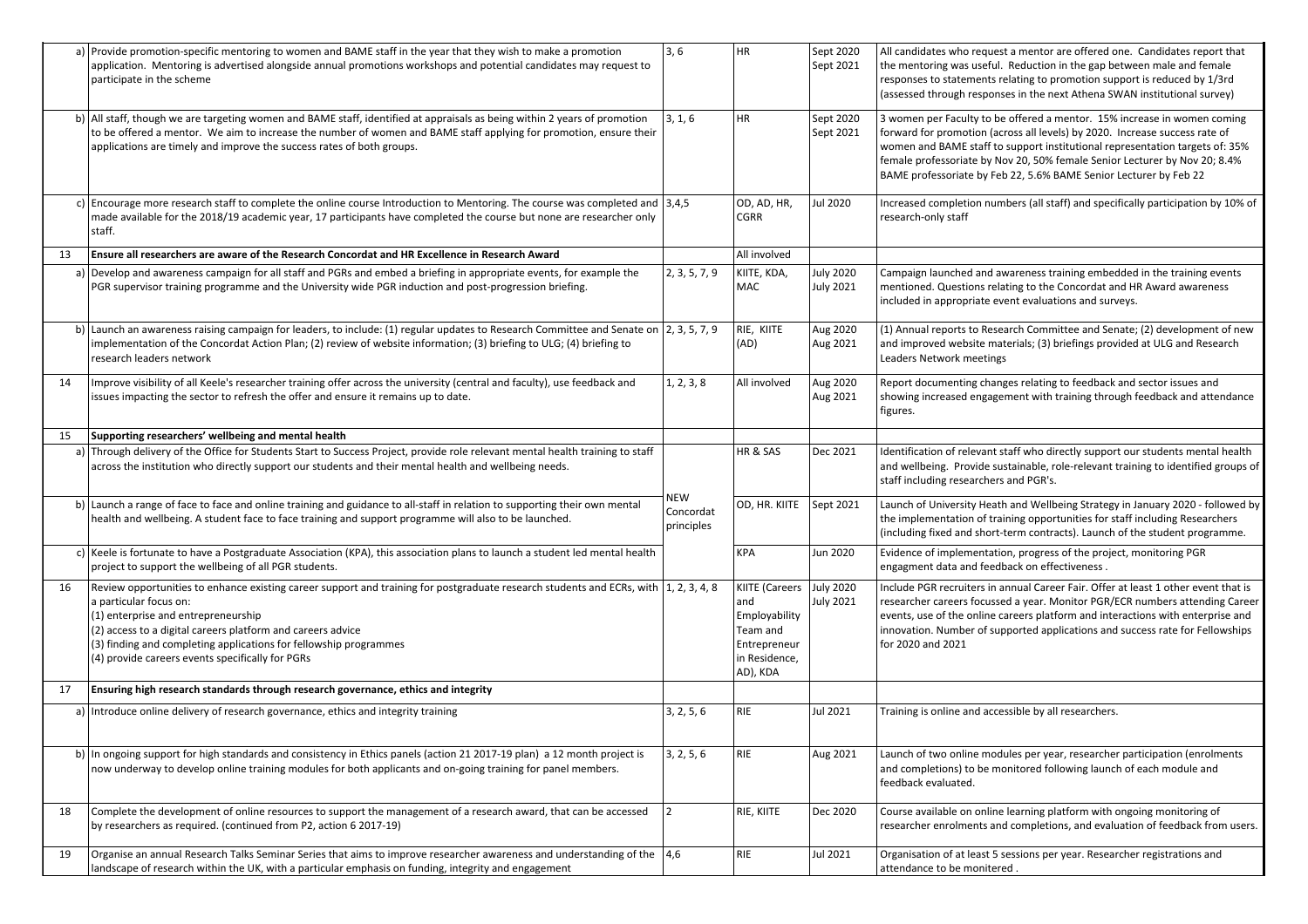| | | | | | |
|---|---|---|---|---|---|
| | a) Provide promotion-specific mentoring to women and BAME staff in the year that they wish to make a promotion application. Mentoring is advertised alongside annual promotions workshops and potential candidates may request to participate in the scheme | 3, 6 | HR | Sept 2020<br>Sept 2021 | All candidates who request a mentor are offered one. Candidates report that the mentoring was useful. Reduction in the gap between male and female responses to statements relating to promotion support is reduced by 1/3rd (assessed through responses in the next Athena SWAN institutional survey) |
| | b) All staff, though we are targeting women and BAME staff, identified at appraisals as being within 2 years of promotion to be offered a mentor. We aim to increase the number of women and BAME staff applying for promotion, ensure their applications are timely and improve the success rates of both groups. | 3, 1, 6 | HR | Sept 2020<br>Sept 2021 | 3 women per Faculty to be offered a mentor. 15% increase in women coming forward for promotion (across all levels) by 2020. Increase success rate of women and BAME staff to support institutional representation targets of: 35% female professoriate by Nov 20, 50% female Senior Lecturer by Nov 20; 8.4% BAME professoriate by Feb 22, 5.6% BAME Senior Lecturer by Feb 22 |
| | c) Encourage more research staff to complete the online course Introduction to Mentoring. The course was completed and made available for the 2018/19 academic year, 17 participants have completed the course but none are researcher only staff. | 3,4,5 | OD, AD, HR, CGRR | Jul 2020 | Increased completion numbers (all staff) and specifically participation by 10% of research-only staff |
| 13 | **Ensure all researchers are aware of the Research Concordat and HR Excellence in Research Award** | | All involved | | |
| | a) Develop and awareness campaign for all staff and PGRs and embed a briefing in appropriate events, for example the PGR supervisor training programme and the University wide PGR induction and post-progression briefing. | 2, 3, 5, 7, 9 | KIITE, KDA, MAC | July 2020<br>July 2021 | Campaign launched and awareness training embedded in the training events mentioned. Questions relating to the Concordat and HR Award awareness included in appropriate event evaluations and surveys. |
| | b) Launch an awareness raising campaign for leaders, to include: (1) regular updates to Research Committee and Senate on implementation of the Concordat Action Plan; (2) review of website information; (3) briefing to ULG; (4) briefing to research leaders network | 2, 3, 5, 7, 9 | RIE, KIITE (AD) | Aug 2020<br>Aug 2021 | (1) Annual reports to Research Committee and Senate; (2) development of new and improved website materials; (3) briefings provided at ULG and Research Leaders Network meetings |
| 14 | Improve visibility of all Keele's researcher training offer across the university (central and faculty), use feedback and issues impacting the sector to refresh the offer and ensure it remains up to date. | 1, 2, 3, 8 | All involved | Aug 2020<br>Aug 2021 | Report documenting changes relating to feedback and sector issues and showing increased engagement with training through feedback and attendance figures. |
| 15 | **Supporting researchers' wellbeing and mental health** | | | | |
| | a) Through delivery of the Office for Students Start to Success Project, provide role relevant mental health training to staff across the institution who directly support our students and their mental health and wellbeing needs. | NEW Concordat principles | HR & SAS | Dec 2021 | Identification of relevant staff who directly support our students mental health and wellbeing. Provide sustainable, role-relevant training to identified groups of staff including researchers and PGR's. |
| | b) Launch a range of face to face and online training and guidance to all-staff in relation to supporting their own mental health and wellbeing. A student face to face training and support programme will also to be launched. | | OD, HR. KIITE | Sept 2021 | Launch of University Heath and Wellbeing Strategy in January 2020 - followed by the implementation of training opportunities for staff including Researchers (including fixed and short-term contracts). Launch of the student programme. |
| | c) Keele is fortunate to have a Postgraduate Association (KPA), this association plans to launch a student led mental health project to support the wellbeing of all PGR students. | | KPA | Jun 2020 | Evidence of implementation, progress of the project, monitoring PGR engagment data and feedback on effectiveness . |
| 16 | Review opportunities to enhance existing career support and training for postgraduate research students and ECRs, with a particular focus on:<br>(1) enterprise and entrepreneurship<br>(2) access to a digital careers platform and careers advice<br>(3) finding and completing applications for fellowship programmes<br>(4) provide careers events specifically for PGRs | 1, 2, 3, 4, 8 | KIITE (Careers and Employability Team and Entrepreneur in Residence, AD), KDA | July 2020<br>July 2021 | Include PGR recruiters in annual Career Fair. Offer at least 1 other event that is researcher careers focussed a year. Monitor PGR/ECR numbers attending Career events, use of the online careers platform and interactions with enterprise and innovation. Number of supported applications and success rate for Fellowships for 2020 and 2021 |
| 17 | **Ensuring high research standards through research governance, ethics and integrity** | | | | |
| | a) Introduce online delivery of research governance, ethics and integrity training | 3, 2, 5, 6 | RIE | Jul 2021 | Training is online and accessible by all researchers. |
| | b) In ongoing support for high standards and consistency in Ethics panels (action 21 2017-19 plan) a 12 month project is now underway to develop online training modules for both applicants and on-going training for panel members. | 3, 2, 5, 6 | RIE | Aug 2021 | Launch of two online modules per year, researcher participation (enrolments and completions) to be monitored following launch of each module and feedback evaluated. |
| 18 | Complete the development of online resources to support the management of a research award, that can be accessed by researchers as required. (continued from P2, action 6 2017-19) | 2 | RIE, KIITE | Dec 2020 | Course available on online learning platform with ongoing monitoring of researcher enrolments and completions, and evaluation of feedback from users. |
| 19 | Organise an annual Research Talks Seminar Series that aims to improve researcher awareness and understanding of the landscape of research within the UK, with a particular emphasis on funding, integrity and engagement | 4,6 | RIE | Jul 2021 | Organisation of at least 5 sessions per year. Researcher registrations and attendance to be monitered . |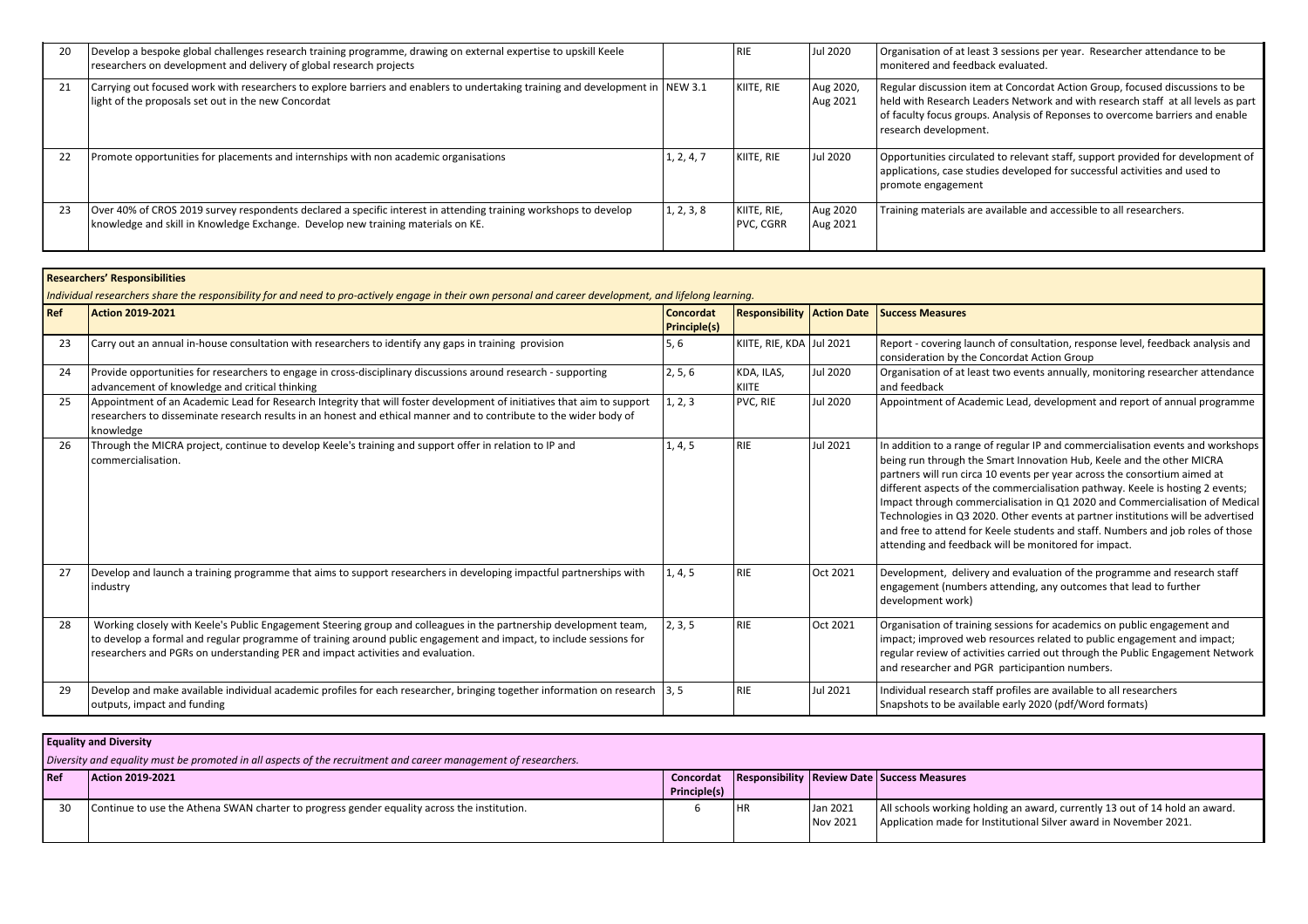| 20 | Develop a bespoke global challenges research training programme, drawing on external expertise to upskill Keele researchers on development and delivery of global research projects | | RIE | Jul 2020 | Organisation of at least 3 sessions per year. Researcher attendance to be monitered and feedback evaluated. |
|---|---|---|---|---|---|
| 21 | Carrying out focused work with researchers to explore barriers and enablers to undertaking training and development in light of the proposals set out in the new Concordat | NEW 3.1 | KIITE, RIE | Aug 2020, Aug 2021 | Regular discussion item at Concordat Action Group, focused discussions to be held with Research Leaders Network and with research staff at all levels as part of faculty focus groups. Analysis of Reponses to overcome barriers and enable research development. |
| 22 | Promote opportunities for placements and internships with non academic organisations | 1, 2, 4, 7 | KIITE, RIE | Jul 2020 | Opportunities circulated to relevant staff, support provided for development of applications, case studies developed for successful activities and used to promote engagement |
| 23 | Over 40% of CROS 2019 survey respondents declared a specific interest in attending training workshops to develop knowledge and skill in Knowledge Exchange. Develop new training materials on KE. | 1, 2, 3, 8 | KIITE, RIE, PVC, CGRR | Aug 2020 Aug 2021 | Training materials are available and accessible to all researchers. |

**Researchers' Responsibilities**

*Individual researchers share the responsibility for and need to pro-actively engage in their own personal and career development, and lifelong learning.*

| Ref | Action 2019-2021 | Concordat Principle(s) | Responsibility | Action Date | Success Measures |
|---|---|---|---|---|---|
| 23 | Carry out an annual in-house consultation with researchers to identify any gaps in training provision | 5, 6 | KIITE, RIE, KDA | Jul 2021 | Report - covering launch of consultation, response level, feedback analysis and consideration by the Concordat Action Group |
| 24 | Provide opportunities for researchers to engage in cross-disciplinary discussions around research - supporting advancement of knowledge and critical thinking | 2, 5, 6 | KDA, ILAS, KIITE | Jul 2020 | Organisation of at least two events annually, monitoring researcher attendance and feedback |
| 25 | Appointment of an Academic Lead for Research Integrity that will foster development of initiatives that aim to support researchers to disseminate research results in an honest and ethical manner and to contribute to the wider body of knowledge | 1, 2, 3 | PVC, RIE | Jul 2020 | Appointment of Academic Lead, development and report of annual programme |
| 26 | Through the MICRA project, continue to develop Keele's training and support offer in relation to IP and commercialisation. | 1, 4, 5 | RIE | Jul 2021 | In addition to a range of regular IP and commercialisation events and workshops being run through the Smart Innovation Hub, Keele and the other MICRA partners will run circa 10 events per year across the consortium aimed at different aspects of the commercialisation pathway. Keele is hosting 2 events; Impact through commercialisation in Q1 2020 and Commercialisation of Medical Technologies in Q3 2020. Other events at partner institutions will be advertised and free to attend for Keele students and staff. Numbers and job roles of those attending and feedback will be monitored for impact. |
| 27 | Develop and launch a training programme that aims to support researchers in developing impactful partnerships with industry | 1, 4, 5 | RIE | Oct 2021 | Development, delivery and evaluation of the programme and research staff engagement (numbers attending, any outcomes that lead to further development work) |
| 28 | Working closely with Keele's Public Engagement Steering group and colleagues in the partnership development team, to develop a formal and regular programme of training around public engagement and impact, to include sessions for researchers and PGRs on understanding PER and impact activities and evaluation. | 2, 3, 5 | RIE | Oct 2021 | Organisation of training sessions for academics on public engagement and impact; improved web resources related to public engagement and impact; regular review of activities carried out through the Public Engagement Network and researcher and PGR participantion numbers. |
| 29 | Develop and make available individual academic profiles for each researcher, bringing together information on research outputs, impact and funding | 3, 5 | RIE | Jul 2021 | Individual research staff profiles are available to all researchers<br>Snapshots to be available early 2020 (pdf/Word formats) |

**Equality and Diversity**

*Diversity and equality must be promoted in all aspects of the recruitment and career management of researchers.*

| Ref | Action 2019-2021 | Concordat Principle(s) | Responsibility | Review Date | Success Measures |
|---|---|---|---|---|---|
| 30 | Continue to use the Athena SWAN charter to progress gender equality across the institution. | 6 | HR | Jan 2021 Nov 2021 | All schools working holding an award, currently 13 out of 14 hold an award. Application made for Institutional Silver award in November 2021. |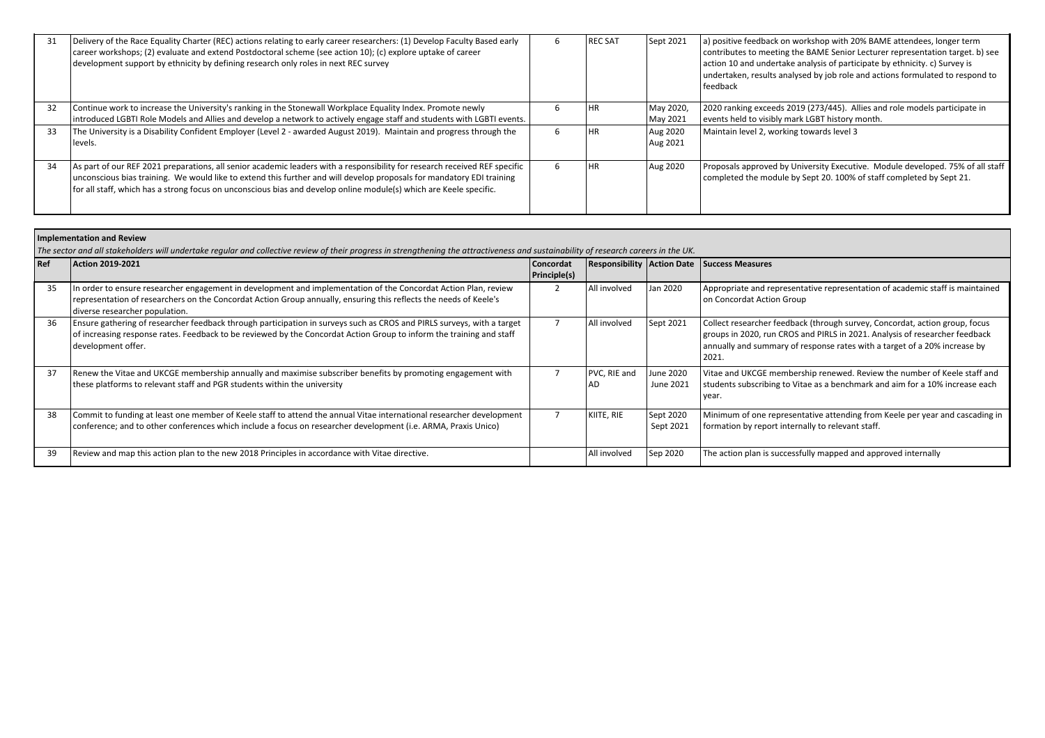| | | | | | |
|---|---|---|---|---|---|
| 31 | Delivery of the Race Equality Charter (REC) actions relating to early career researchers: (1) Develop Faculty Based early career workshops; (2) evaluate and extend Postdoctoral scheme (see action 10); (c) explore uptake of career development support by ethnicity by defining research only roles in next REC survey | 6 | REC SAT | Sept 2021 | a) positive feedback on workshop with 20% BAME attendees, longer term contributes to meeting the BAME Senior Lecturer representation target. b) see action 10 and undertake analysis of participate by ethnicity. c) Survey is undertaken, results analysed by job role and actions formulated to respond to feedback |
| 32 | Continue work to increase the University's ranking in the Stonewall Workplace Equality Index. Promote newly introduced LGBTI Role Models and Allies and develop a network to actively engage staff and students with LGBTI events. | 6 | HR | May 2020, May 2021 | 2020 ranking exceeds 2019 (273/445). Allies and role models participate in events held to visibly mark LGBT history month. |
| 33 | The University is a Disability Confident Employer (Level 2 - awarded August 2019). Maintain and progress through the levels. | 6 | HR | Aug 2020 Aug 2021 | Maintain level 2, working towards level 3 |
| 34 | As part of our REF 2021 preparations, all senior academic leaders with a responsibility for research received REF specific unconscious bias training. We would like to extend this further and will develop proposals for mandatory EDI training for all staff, which has a strong focus on unconscious bias and develop online module(s) which are Keele specific. | 6 | HR | Aug 2020 | Proposals approved by University Executive. Module developed. 75% of all staff completed the module by Sept 20. 100% of staff completed by Sept 21. |

**Implementation and Review**

*The sector and all stakeholders will undertake regular and collective review of their progress in strengthening the attractiveness and sustainability of research careers in the UK.*

| Ref | Action 2019-2021 | Concordat Principle(s) | Responsibility | Action Date | Success Measures |
|---|---|---|---|---|---|
| 35 | In order to ensure researcher engagement in development and implementation of the Concordat Action Plan, review representation of researchers on the Concordat Action Group annually, ensuring this reflects the needs of Keele's diverse researcher population. | 2 | All involved | Jan 2020 | Appropriate and representative representation of academic staff is maintained on Concordat Action Group |
| 36 | Ensure gathering of researcher feedback through participation in surveys such as CROS and PIRLS surveys, with a target of increasing response rates. Feedback to be reviewed by the Concordat Action Group to inform the training and staff development offer. | 7 | All involved | Sept 2021 | Collect researcher feedback (through survey, Concordat, action group, focus groups in 2020, run CROS and PIRLS in 2021. Analysis of researcher feedback annually and summary of response rates with a target of a 20% increase by 2021. |
| 37 | Renew the Vitae and UKCGE membership annually and maximise subscriber benefits by promoting engagement with these platforms to relevant staff and PGR students within the university | 7 | PVC, RIE and AD | June 2020 June 2021 | Vitae and UKCGE membership renewed. Review the number of Keele staff and students subscribing to Vitae as a benchmark and aim for a 10% increase each year. |
| 38 | Commit to funding at least one member of Keele staff to attend the annual Vitae international researcher development conference; and to other conferences which include a focus on researcher development (i.e. ARMA, Praxis Unico) | 7 | KIITE, RIE | Sept 2020 Sept 2021 | Minimum of one representative attending from Keele per year and cascading in formation by report internally to relevant staff. |
| 39 | Review and map this action plan to the new 2018 Principles in accordance with Vitae directive. | | All involved | Sep 2020 | The action plan is successfully mapped and approved internally |